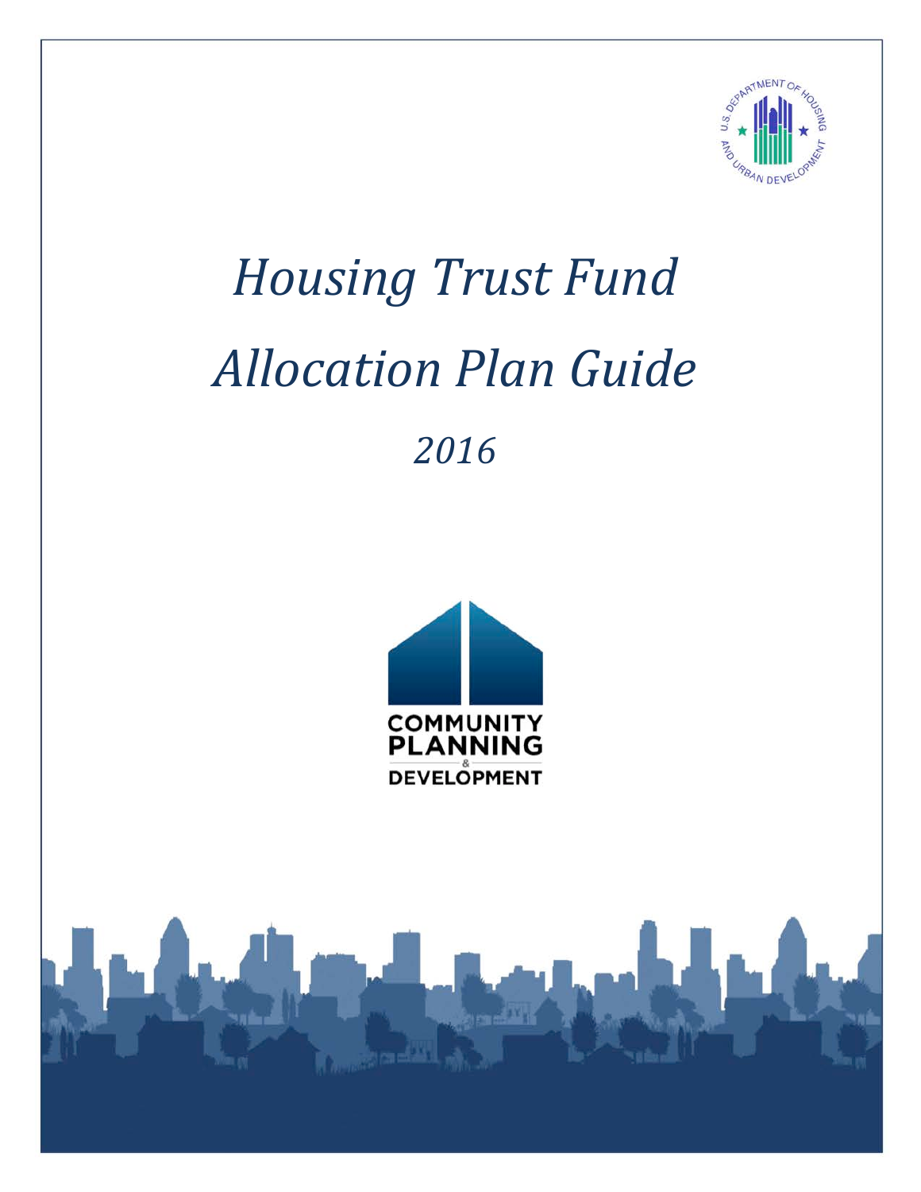# *Housing Trust Fund Allocation Plan Guide*

## *2016*

COMMUNITY PLANNING & DEVELOPMENT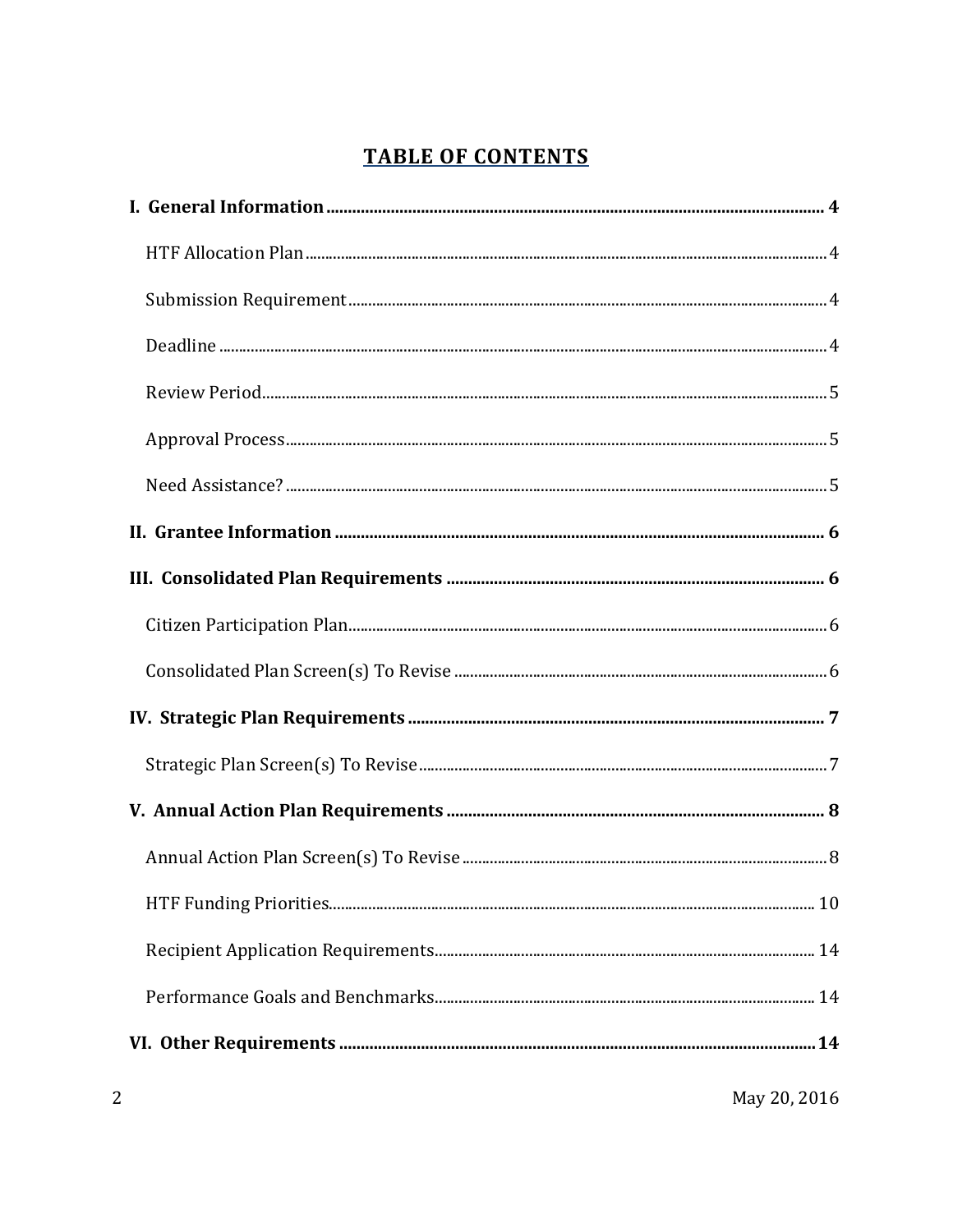# TABLE OF CONTENTS

**I. General Information** .................... **4**

- HTF Allocation Plan .................... 4
- Submission Requirement .................... 4
- Deadline .................... 4
- Review Period .................... 5
- Approval Process .................... 5
- Need Assistance? .................... 5

**II. Grantee Information** .................... **6**

**III. Consolidated Plan Requirements** .................... **6**

- Citizen Participation Plan .................... 6
- Consolidated Plan Screen(s) To Revise .................... 6

**IV. Strategic Plan Requirements** .................... **7**

- Strategic Plan Screen(s) To Revise .................... 7

**V. Annual Action Plan Requirements** .................... **8**

- Annual Action Plan Screen(s) To Revise .................... 8
- HTF Funding Priorities .................... 10
- Recipient Application Requirements .................... 14
- Performance Goals and Benchmarks .................... 14

**VI. Other Requirements** .................... **14**

May 20, 2016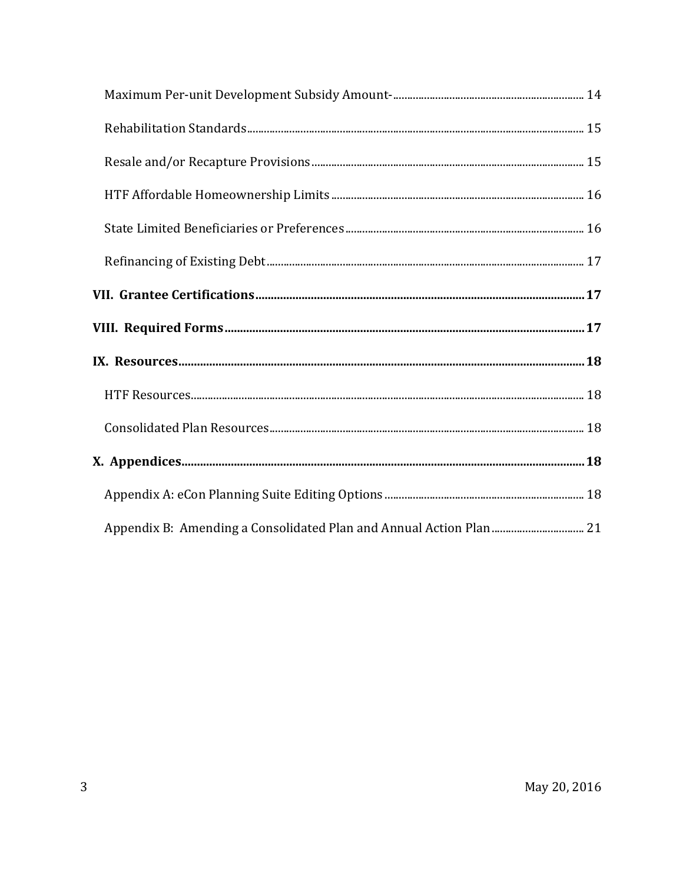Maximum Per-unit Development Subsidy Amount- 14

Rehabilitation Standards 15

Resale and/or Recapture Provisions 15

HTF Affordable Homeownership Limits 16

State Limited Beneficiaries or Preferences 16

Refinancing of Existing Debt 17

**VII. Grantee Certifications 17**

**VIII. Required Forms 17**

**IX. Resources 18**

HTF Resources 18

Consolidated Plan Resources 18

**X. Appendices 18**

Appendix A: eCon Planning Suite Editing Options 18

Appendix B: Amending a Consolidated Plan and Annual Action Plan 21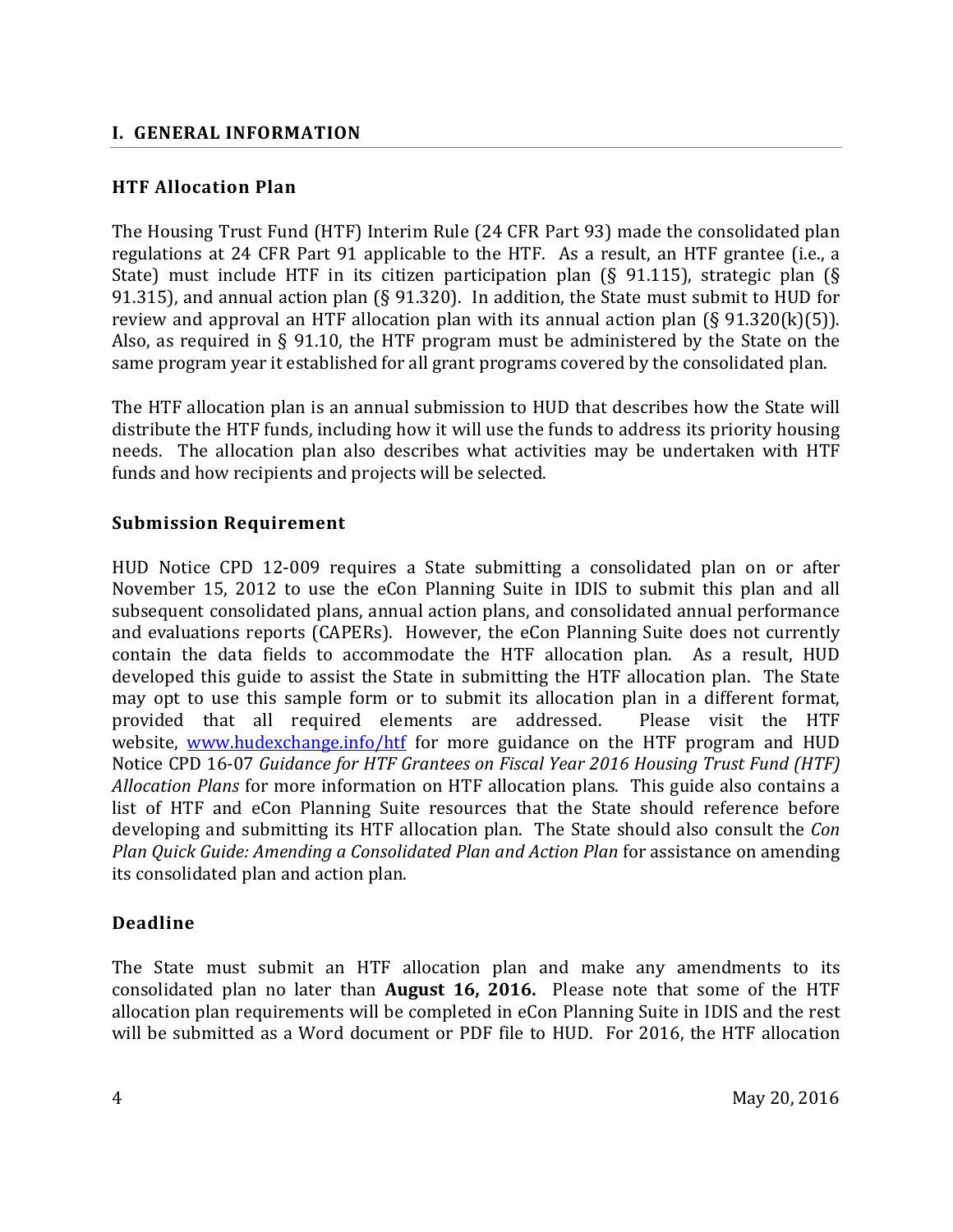## I. GENERAL INFORMATION

### HTF Allocation Plan

The Housing Trust Fund (HTF) Interim Rule (24 CFR Part 93) made the consolidated plan regulations at 24 CFR Part 91 applicable to the HTF. As a result, an HTF grantee (i.e., a State) must include HTF in its citizen participation plan (§ 91.115), strategic plan (§ 91.315), and annual action plan (§ 91.320). In addition, the State must submit to HUD for review and approval an HTF allocation plan with its annual action plan (§ 91.320(k)(5)). Also, as required in § 91.10, the HTF program must be administered by the State on the same program year it established for all grant programs covered by the consolidated plan.

The HTF allocation plan is an annual submission to HUD that describes how the State will distribute the HTF funds, including how it will use the funds to address its priority housing needs. The allocation plan also describes what activities may be undertaken with HTF funds and how recipients and projects will be selected.

### Submission Requirement

HUD Notice CPD 12-009 requires a State submitting a consolidated plan on or after November 15, 2012 to use the eCon Planning Suite in IDIS to submit this plan and all subsequent consolidated plans, annual action plans, and consolidated annual performance and evaluations reports (CAPERs). However, the eCon Planning Suite does not currently contain the data fields to accommodate the HTF allocation plan. As a result, HUD developed this guide to assist the State in submitting the HTF allocation plan. The State may opt to use this sample form or to submit its allocation plan in a different format, provided that all required elements are addressed. Please visit the HTF website, [www.hudexchange.info/htf](www.hudexchange.info/htf) for more guidance on the HTF program and HUD Notice CPD 16-07 *Guidance for HTF Grantees on Fiscal Year 2016 Housing Trust Fund (HTF) Allocation Plans* for more information on HTF allocation plans. This guide also contains a list of HTF and eCon Planning Suite resources that the State should reference before developing and submitting its HTF allocation plan. The State should also consult the *Con Plan Quick Guide: Amending a Consolidated Plan and Action Plan* for assistance on amending its consolidated plan and action plan.

### Deadline

The State must submit an HTF allocation plan and make any amendments to its consolidated plan no later than **August 16, 2016.** Please note that some of the HTF allocation plan requirements will be completed in eCon Planning Suite in IDIS and the rest will be submitted as a Word document or PDF file to HUD. For 2016, the HTF allocation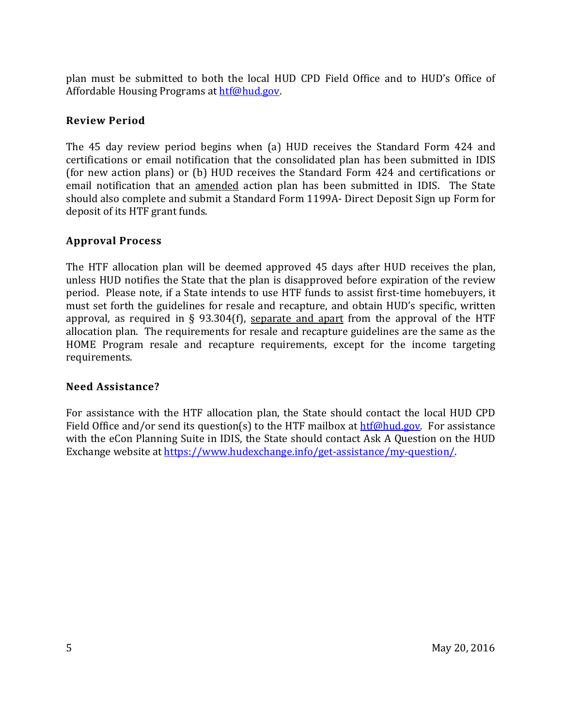plan must be submitted to both the local HUD CPD Field Office and to HUD's Office of Affordable Housing Programs at htf@hud.gov.

### Review Period

The 45 day review period begins when (a) HUD receives the Standard Form 424 and certifications or email notification that the consolidated plan has been submitted in IDIS (for new action plans) or (b) HUD receives the Standard Form 424 and certifications or email notification that an amended action plan has been submitted in IDIS. The State should also complete and submit a Standard Form 1199A- Direct Deposit Sign up Form for deposit of its HTF grant funds.

### Approval Process

The HTF allocation plan will be deemed approved 45 days after HUD receives the plan, unless HUD notifies the State that the plan is disapproved before expiration of the review period. Please note, if a State intends to use HTF funds to assist first-time homebuyers, it must set forth the guidelines for resale and recapture, and obtain HUD's specific, written approval, as required in § 93.304(f), separate and apart from the approval of the HTF allocation plan. The requirements for resale and recapture guidelines are the same as the HOME Program resale and recapture requirements, except for the income targeting requirements.

### Need Assistance?

For assistance with the HTF allocation plan, the State should contact the local HUD CPD Field Office and/or send its question(s) to the HTF mailbox at htf@hud.gov. For assistance with the eCon Planning Suite in IDIS, the State should contact Ask A Question on the HUD Exchange website at https://www.hudexchange.info/get-assistance/my-question/.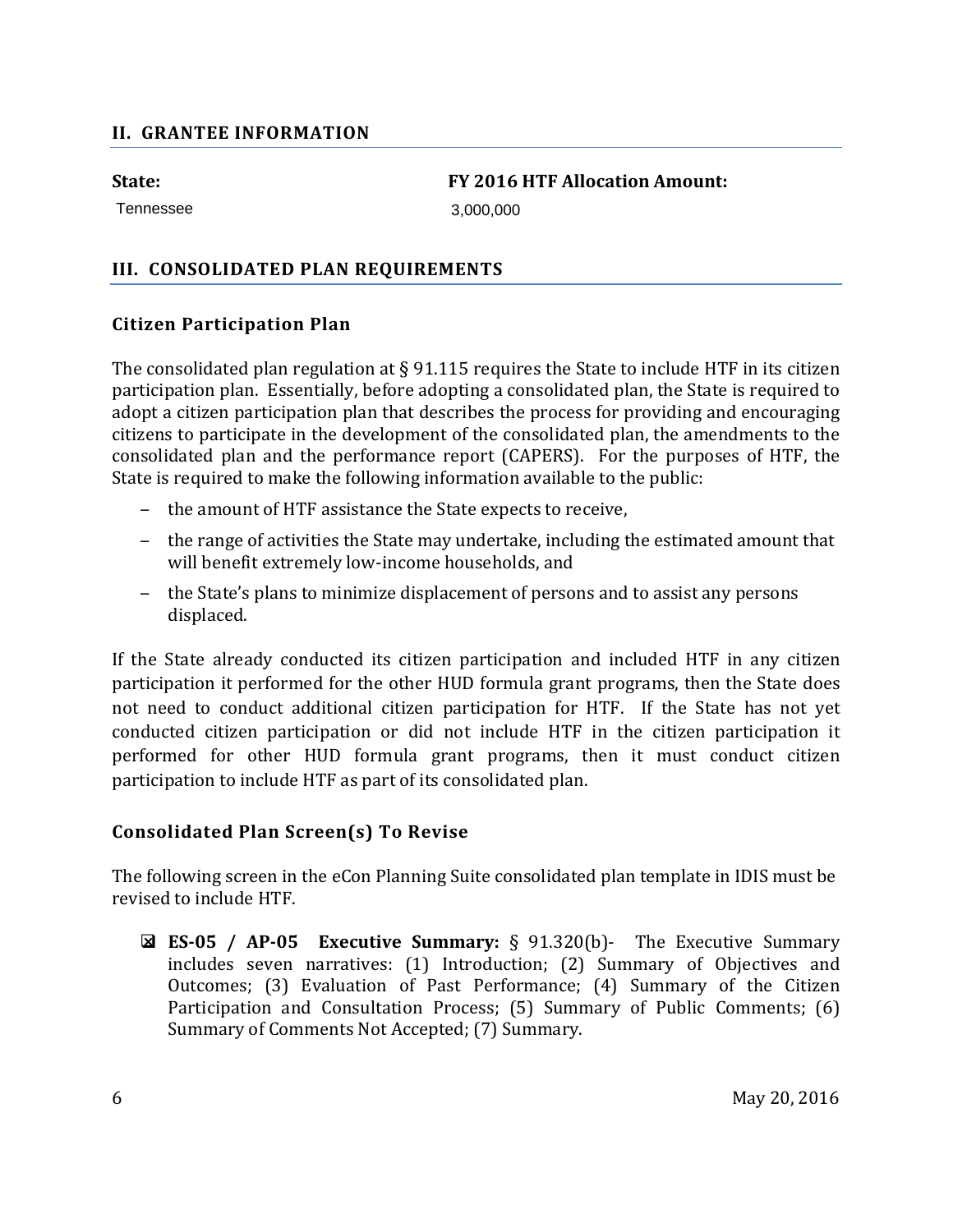## II. GRANTEE INFORMATION

**State:**

Tennessee

**FY 2016 HTF Allocation Amount:**

3,000,000

## III. CONSOLIDATED PLAN REQUIREMENTS

### Citizen Participation Plan

The consolidated plan regulation at § 91.115 requires the State to include HTF in its citizen participation plan. Essentially, before adopting a consolidated plan, the State is required to adopt a citizen participation plan that describes the process for providing and encouraging citizens to participate in the development of the consolidated plan, the amendments to the consolidated plan and the performance report (CAPERS). For the purposes of HTF, the State is required to make the following information available to the public:

- the amount of HTF assistance the State expects to receive,
- the range of activities the State may undertake, including the estimated amount that will benefit extremely low-income households, and
- the State's plans to minimize displacement of persons and to assist any persons displaced.

If the State already conducted its citizen participation and included HTF in any citizen participation it performed for the other HUD formula grant programs, then the State does not need to conduct additional citizen participation for HTF. If the State has not yet conducted citizen participation or did not include HTF in the citizen participation it performed for other HUD formula grant programs, then it must conduct citizen participation to include HTF as part of its consolidated plan.

### Consolidated Plan Screen(s) To Revise

The following screen in the eCon Planning Suite consolidated plan template in IDIS must be revised to include HTF.

☒ **ES-05 / AP-05 Executive Summary:** § 91.320(b)- The Executive Summary includes seven narratives: (1) Introduction; (2) Summary of Objectives and Outcomes; (3) Evaluation of Past Performance; (4) Summary of the Citizen Participation and Consultation Process; (5) Summary of Public Comments; (6) Summary of Comments Not Accepted; (7) Summary.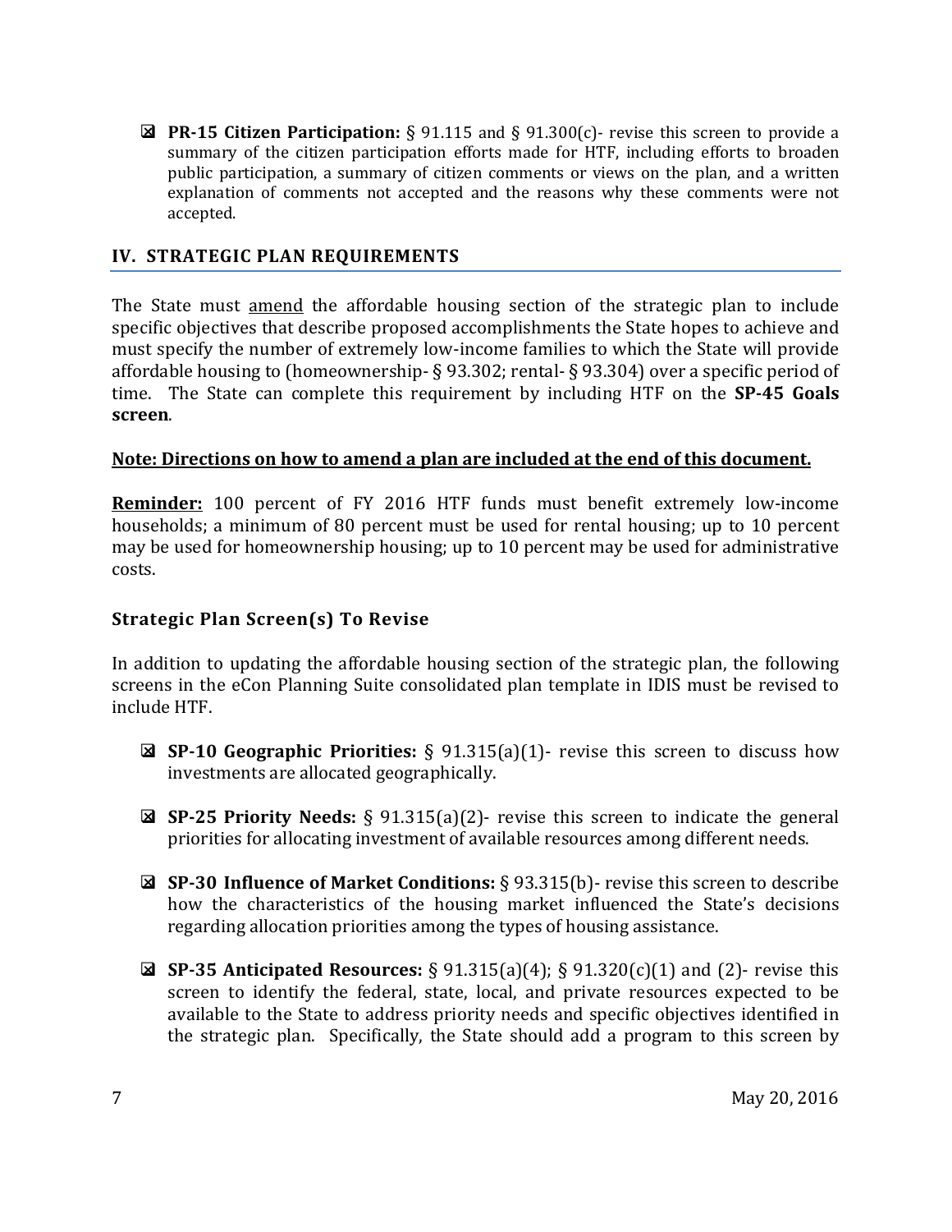- ☒ **PR-15 Citizen Participation:** § 91.115 and § 91.300(c)- revise this screen to provide a summary of the citizen participation efforts made for HTF, including efforts to broaden public participation, a summary of citizen comments or views on the plan, and a written explanation of comments not accepted and the reasons why these comments were not accepted.

## IV. STRATEGIC PLAN REQUIREMENTS

The State must amend the affordable housing section of the strategic plan to include specific objectives that describe proposed accomplishments the State hopes to achieve and must specify the number of extremely low-income families to which the State will provide affordable housing to (homeownership- § 93.302; rental- § 93.304) over a specific period of time. The State can complete this requirement by including HTF on the **SP-45 Goals screen**.

**Note: Directions on how to amend a plan are included at the end of this document.**

**Reminder:** 100 percent of FY 2016 HTF funds must benefit extremely low-income households; a minimum of 80 percent must be used for rental housing; up to 10 percent may be used for homeownership housing; up to 10 percent may be used for administrative costs.

### Strategic Plan Screen(s) To Revise

In addition to updating the affordable housing section of the strategic plan, the following screens in the eCon Planning Suite consolidated plan template in IDIS must be revised to include HTF.

- ☒ **SP-10 Geographic Priorities:** § 91.315(a)(1)- revise this screen to discuss how investments are allocated geographically.

- ☒ **SP-25 Priority Needs:** § 91.315(a)(2)- revise this screen to indicate the general priorities for allocating investment of available resources among different needs.

- ☒ **SP-30 Influence of Market Conditions:** § 93.315(b)- revise this screen to describe how the characteristics of the housing market influenced the State's decisions regarding allocation priorities among the types of housing assistance.

- ☒ **SP-35 Anticipated Resources:** § 91.315(a)(4); § 91.320(c)(1) and (2)- revise this screen to identify the federal, state, local, and private resources expected to be available to the State to address priority needs and specific objectives identified in the strategic plan. Specifically, the State should add a program to this screen by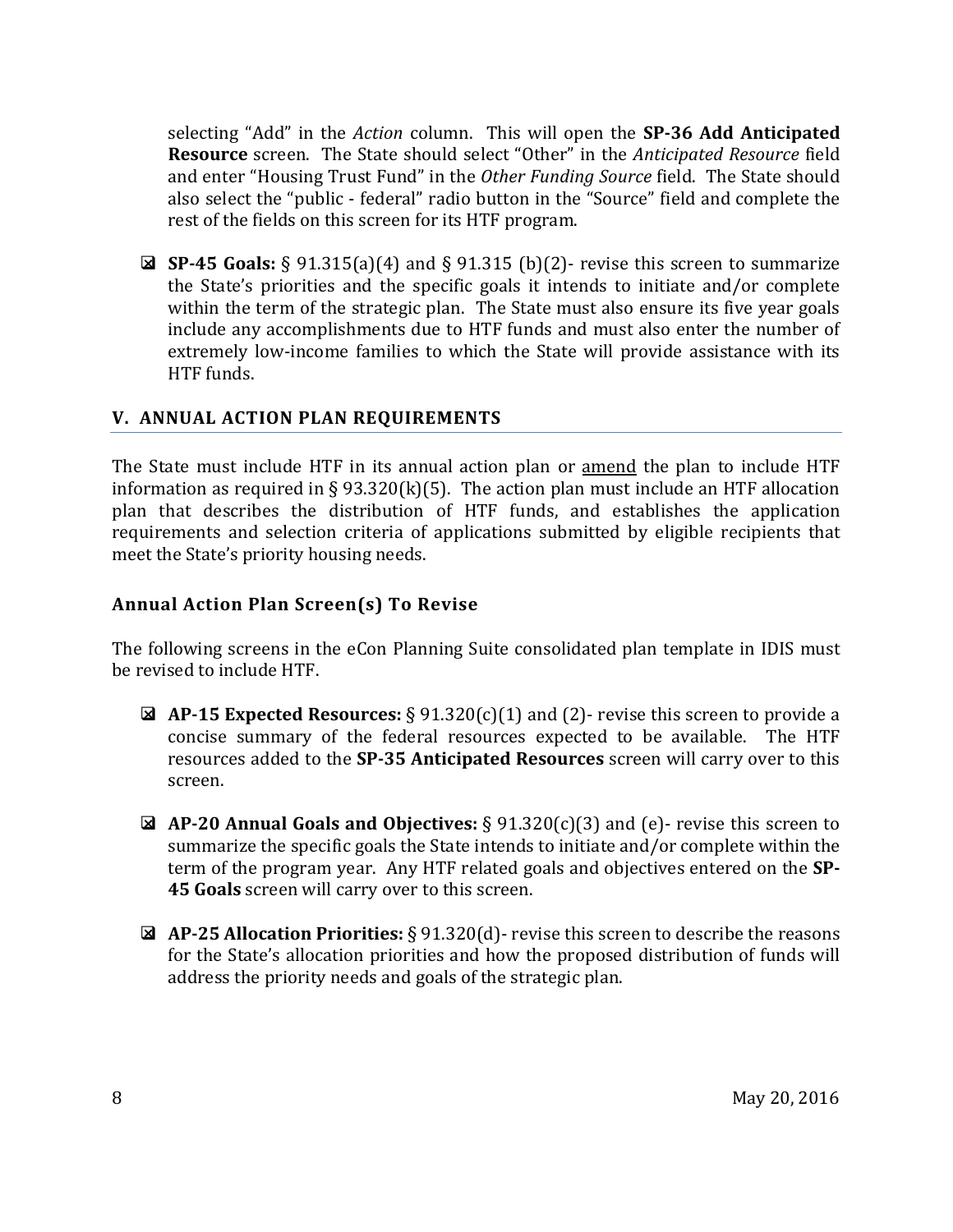selecting “Add” in the *Action* column. This will open the **SP-36 Add Anticipated Resource** screen. The State should select “Other” in the *Anticipated Resource* field and enter “Housing Trust Fund” in the *Other Funding Source* field. The State should also select the “public - federal” radio button in the “Source” field and complete the rest of the fields on this screen for its HTF program.

- ☒ **SP-45 Goals:** § 91.315(a)(4) and § 91.315 (b)(2)- revise this screen to summarize the State’s priorities and the specific goals it intends to initiate and/or complete within the term of the strategic plan. The State must also ensure its five year goals include any accomplishments due to HTF funds and must also enter the number of extremely low-income families to which the State will provide assistance with its HTF funds.

## V. ANNUAL ACTION PLAN REQUIREMENTS

The State must include HTF in its annual action plan or <u>amend</u> the plan to include HTF information as required in § 93.320(k)(5). The action plan must include an HTF allocation plan that describes the distribution of HTF funds, and establishes the application requirements and selection criteria of applications submitted by eligible recipients that meet the State’s priority housing needs.

### Annual Action Plan Screen(s) To Revise

The following screens in the eCon Planning Suite consolidated plan template in IDIS must be revised to include HTF.

- ☒ **AP-15 Expected Resources:** § 91.320(c)(1) and (2)- revise this screen to provide a concise summary of the federal resources expected to be available. The HTF resources added to the **SP-35 Anticipated Resources** screen will carry over to this screen.

- ☒ **AP-20 Annual Goals and Objectives:** § 91.320(c)(3) and (e)- revise this screen to summarize the specific goals the State intends to initiate and/or complete within the term of the program year. Any HTF related goals and objectives entered on the **SP-45 Goals** screen will carry over to this screen.

- ☒ **AP-25 Allocation Priorities:** § 91.320(d)- revise this screen to describe the reasons for the State’s allocation priorities and how the proposed distribution of funds will address the priority needs and goals of the strategic plan.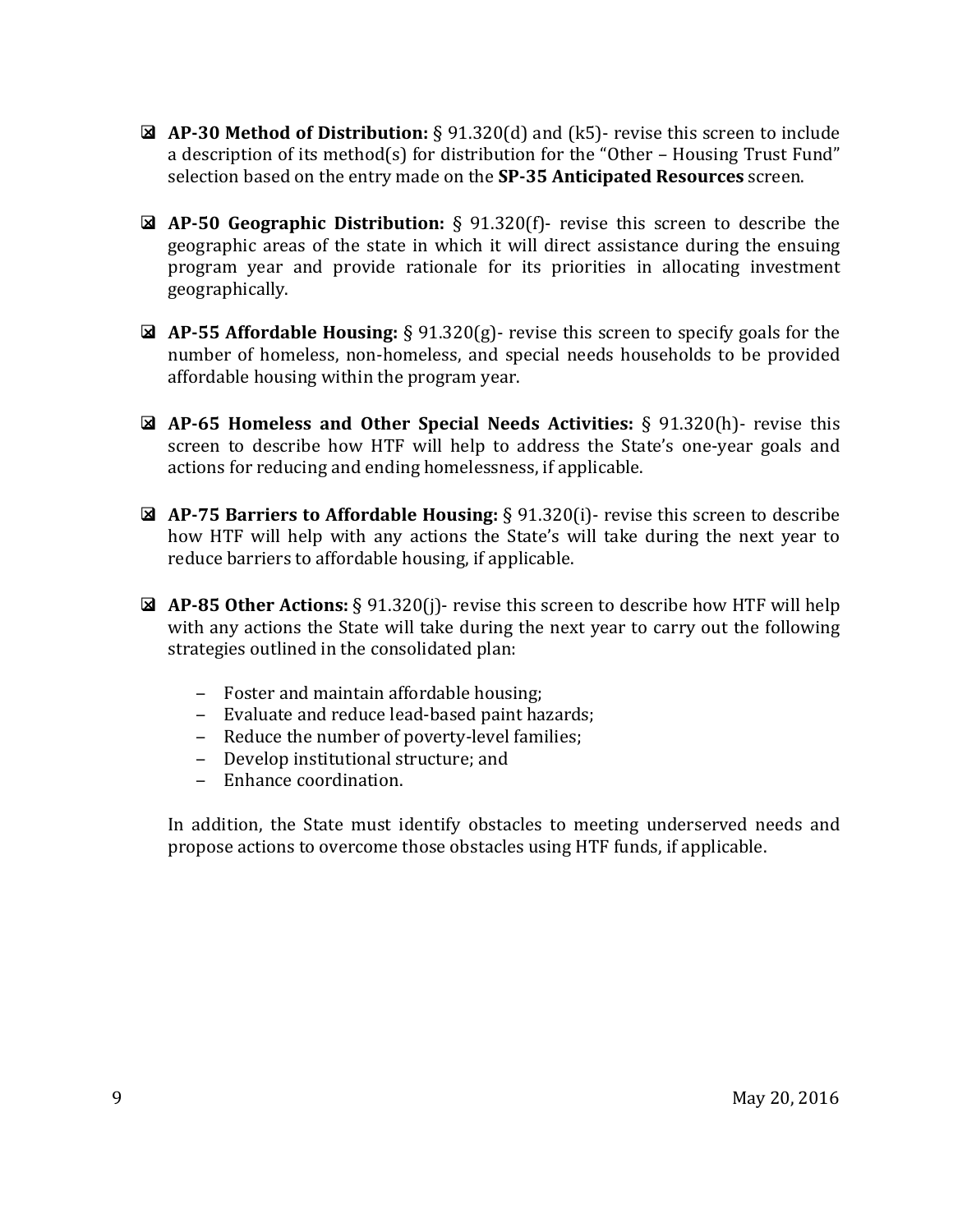- ☒ **AP-30 Method of Distribution:** § 91.320(d) and (k5)- revise this screen to include a description of its method(s) for distribution for the "Other – Housing Trust Fund" selection based on the entry made on the **SP-35 Anticipated Resources** screen.

- ☒ **AP-50 Geographic Distribution:** § 91.320(f)- revise this screen to describe the geographic areas of the state in which it will direct assistance during the ensuing program year and provide rationale for its priorities in allocating investment geographically.

- ☒ **AP-55 Affordable Housing:** § 91.320(g)- revise this screen to specify goals for the number of homeless, non-homeless, and special needs households to be provided affordable housing within the program year.

- ☒ **AP-65 Homeless and Other Special Needs Activities:** § 91.320(h)- revise this screen to describe how HTF will help to address the State's one-year goals and actions for reducing and ending homelessness, if applicable.

- ☒ **AP-75 Barriers to Affordable Housing:** § 91.320(i)- revise this screen to describe how HTF will help with any actions the State's will take during the next year to reduce barriers to affordable housing, if applicable.

- ☒ **AP-85 Other Actions:** § 91.320(j)- revise this screen to describe how HTF will help with any actions the State will take during the next year to carry out the following strategies outlined in the consolidated plan:

  - Foster and maintain affordable housing;
  - Evaluate and reduce lead-based paint hazards;
  - Reduce the number of poverty-level families;
  - Develop institutional structure; and
  - Enhance coordination.

  In addition, the State must identify obstacles to meeting underserved needs and propose actions to overcome those obstacles using HTF funds, if applicable.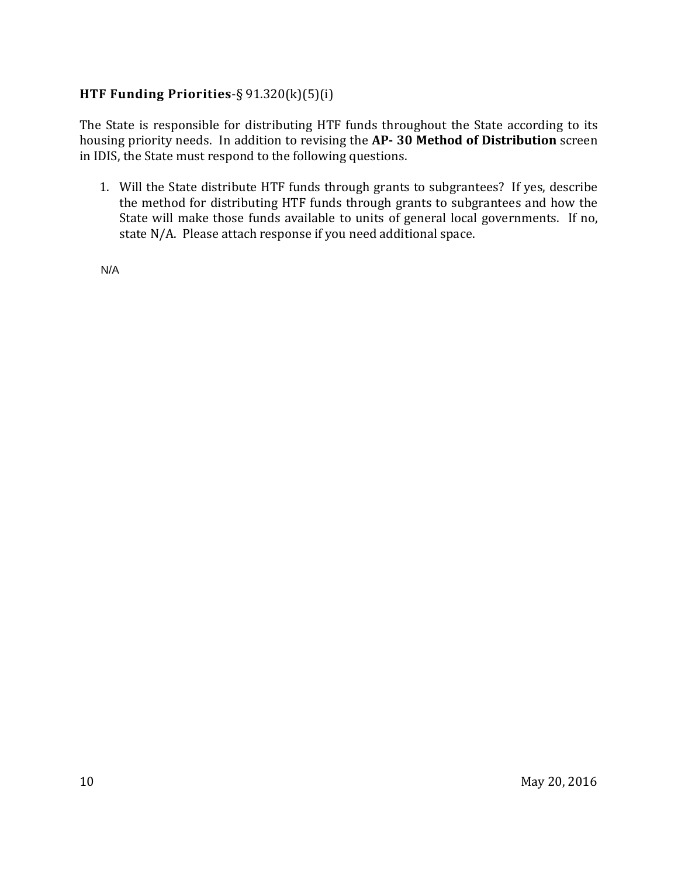**HTF Funding Priorities**-§ 91.320(k)(5)(i)

The State is responsible for distributing HTF funds throughout the State according to its housing priority needs. In addition to revising the **AP- 30 Method of Distribution** screen in IDIS, the State must respond to the following questions.

1. Will the State distribute HTF funds through grants to subgrantees? If yes, describe the method for distributing HTF funds through grants to subgrantees and how the State will make those funds available to units of general local governments. If no, state N/A. Please attach response if you need additional space.

N/A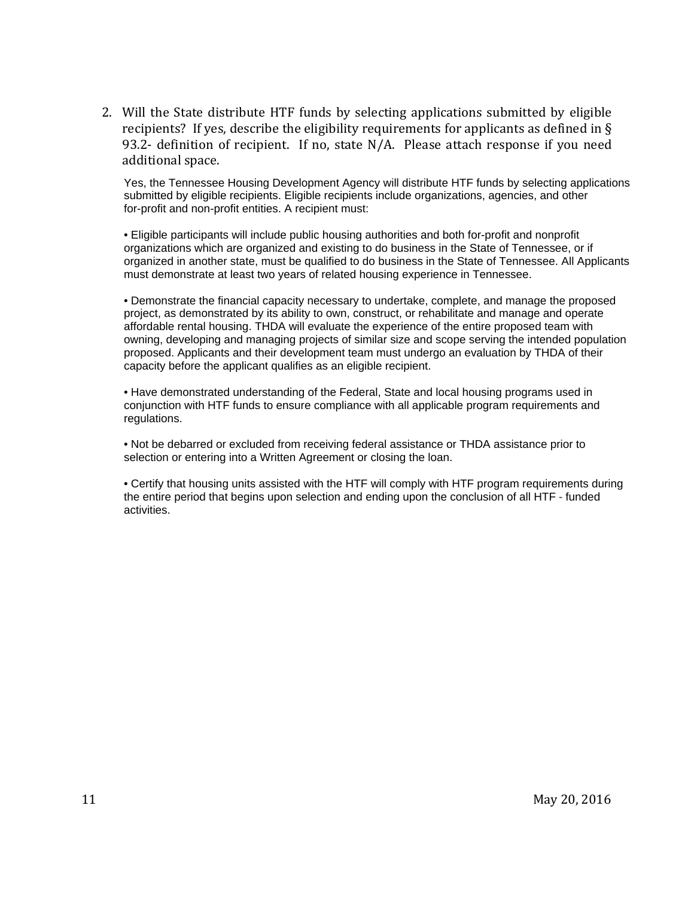2. Will the State distribute HTF funds by selecting applications submitted by eligible recipients? If yes, describe the eligibility requirements for applicants as defined in § 93.2- definition of recipient. If no, state N/A. Please attach response if you need additional space.

Yes, the Tennessee Housing Development Agency will distribute HTF funds by selecting applications submitted by eligible recipients. Eligible recipients include organizations, agencies, and other for-profit and non-profit entities. A recipient must:

• Eligible participants will include public housing authorities and both for-profit and nonprofit organizations which are organized and existing to do business in the State of Tennessee, or if organized in another state, must be qualified to do business in the State of Tennessee. All Applicants must demonstrate at least two years of related housing experience in Tennessee.

• Demonstrate the financial capacity necessary to undertake, complete, and manage the proposed project, as demonstrated by its ability to own, construct, or rehabilitate and manage and operate affordable rental housing. THDA will evaluate the experience of the entire proposed team with owning, developing and managing projects of similar size and scope serving the intended population proposed. Applicants and their development team must undergo an evaluation by THDA of their capacity before the applicant qualifies as an eligible recipient.

• Have demonstrated understanding of the Federal, State and local housing programs used in conjunction with HTF funds to ensure compliance with all applicable program requirements and regulations.

• Not be debarred or excluded from receiving federal assistance or THDA assistance prior to selection or entering into a Written Agreement or closing the loan.

• Certify that housing units assisted with the HTF will comply with HTF program requirements during the entire period that begins upon selection and ending upon the conclusion of all HTF - funded activities.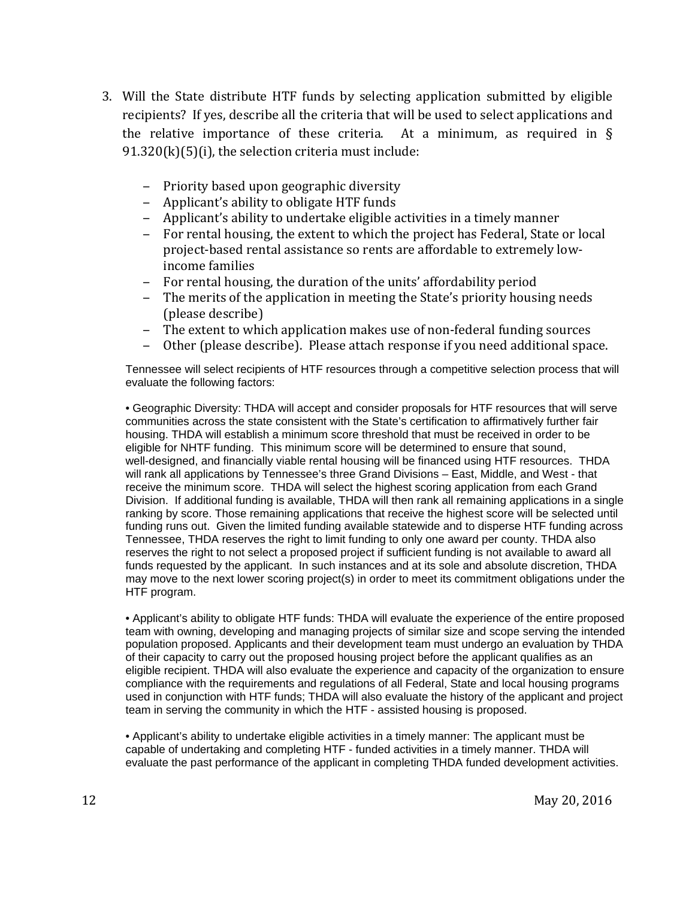3. Will the State distribute HTF funds by selecting application submitted by eligible recipients? If yes, describe all the criteria that will be used to select applications and the relative importance of these criteria. At a minimum, as required in § 91.320(k)(5)(i), the selection criteria must include:

   – Priority based upon geographic diversity
   – Applicant's ability to obligate HTF funds
   – Applicant's ability to undertake eligible activities in a timely manner
   – For rental housing, the extent to which the project has Federal, State or local project-based rental assistance so rents are affordable to extremely low-income families
   – For rental housing, the duration of the units' affordability period
   – The merits of the application in meeting the State's priority housing needs (please describe)
   – The extent to which application makes use of non-federal funding sources
   – Other (please describe). Please attach response if you need additional space.

Tennessee will select recipients of HTF resources through a competitive selection process that will evaluate the following factors:

• Geographic Diversity: THDA will accept and consider proposals for HTF resources that will serve communities across the state consistent with the State's certification to affirmatively further fair housing. THDA will establish a minimum score threshold that must be received in order to be eligible for NHTF funding. This minimum score will be determined to ensure that sound, well-designed, and financially viable rental housing will be financed using HTF resources. THDA will rank all applications by Tennessee's three Grand Divisions – East, Middle, and West - that receive the minimum score. THDA will select the highest scoring application from each Grand Division. If additional funding is available, THDA will then rank all remaining applications in a single ranking by score. Those remaining applications that receive the highest score will be selected until funding runs out. Given the limited funding available statewide and to disperse HTF funding across Tennessee, THDA reserves the right to limit funding to only one award per county. THDA also reserves the right to not select a proposed project if sufficient funding is not available to award all funds requested by the applicant. In such instances and at its sole and absolute discretion, THDA may move to the next lower scoring project(s) in order to meet its commitment obligations under the HTF program.

• Applicant's ability to obligate HTF funds: THDA will evaluate the experience of the entire proposed team with owning, developing and managing projects of similar size and scope serving the intended population proposed. Applicants and their development team must undergo an evaluation by THDA of their capacity to carry out the proposed housing project before the applicant qualifies as an eligible recipient. THDA will also evaluate the experience and capacity of the organization to ensure compliance with the requirements and regulations of all Federal, State and local housing programs used in conjunction with HTF funds; THDA will also evaluate the history of the applicant and project team in serving the community in which the HTF - assisted housing is proposed.

• Applicant's ability to undertake eligible activities in a timely manner: The applicant must be capable of undertaking and completing HTF - funded activities in a timely manner. THDA will evaluate the past performance of the applicant in completing THDA funded development activities.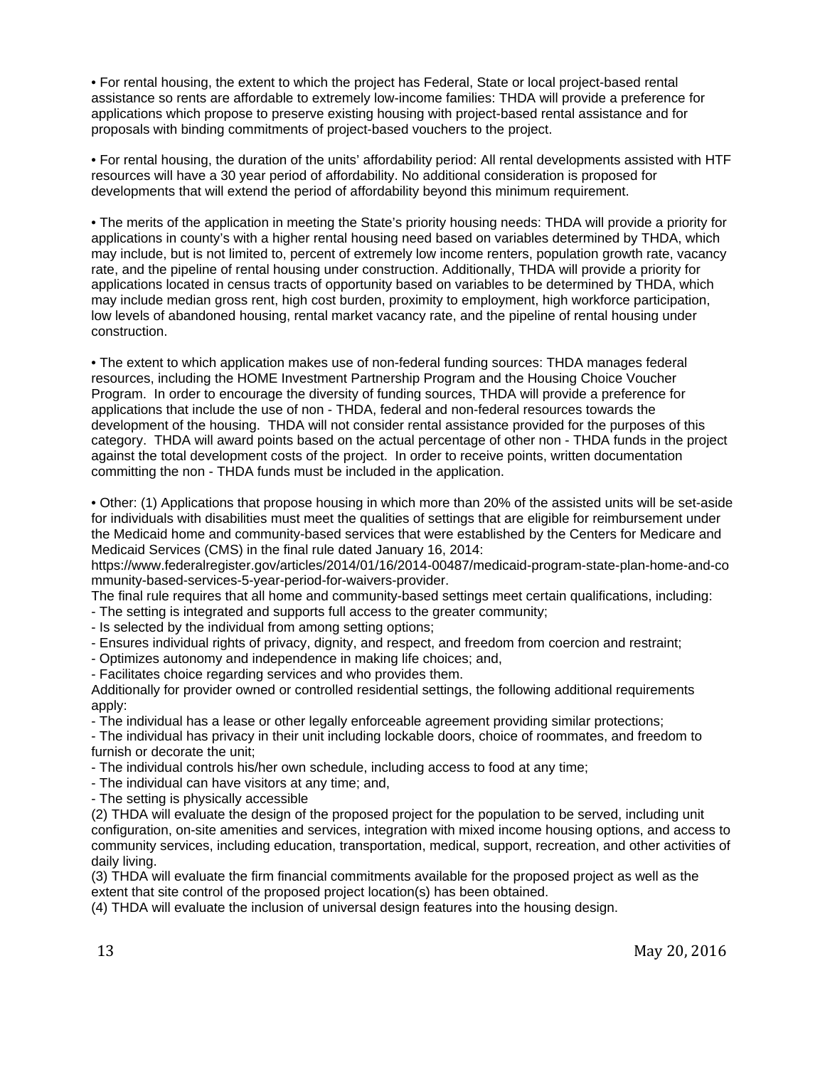• For rental housing, the extent to which the project has Federal, State or local project-based rental assistance so rents are affordable to extremely low-income families: THDA will provide a preference for applications which propose to preserve existing housing with project-based rental assistance and for proposals with binding commitments of project-based vouchers to the project.

• For rental housing, the duration of the units' affordability period: All rental developments assisted with HTF resources will have a 30 year period of affordability. No additional consideration is proposed for developments that will extend the period of affordability beyond this minimum requirement.

• The merits of the application in meeting the State's priority housing needs: THDA will provide a priority for applications in county's with a higher rental housing need based on variables determined by THDA, which may include, but is not limited to, percent of extremely low income renters, population growth rate, vacancy rate, and the pipeline of rental housing under construction. Additionally, THDA will provide a priority for applications located in census tracts of opportunity based on variables to be determined by THDA, which may include median gross rent, high cost burden, proximity to employment, high workforce participation, low levels of abandoned housing, rental market vacancy rate, and the pipeline of rental housing under construction.

• The extent to which application makes use of non-federal funding sources: THDA manages federal resources, including the HOME Investment Partnership Program and the Housing Choice Voucher Program. In order to encourage the diversity of funding sources, THDA will provide a preference for applications that include the use of non - THDA, federal and non-federal resources towards the development of the housing. THDA will not consider rental assistance provided for the purposes of this category. THDA will award points based on the actual percentage of other non - THDA funds in the project against the total development costs of the project. In order to receive points, written documentation committing the non - THDA funds must be included in the application.

• Other: (1) Applications that propose housing in which more than 20% of the assisted units will be set-aside for individuals with disabilities must meet the qualities of settings that are eligible for reimbursement under the Medicaid home and community-based services that were established by the Centers for Medicare and Medicaid Services (CMS) in the final rule dated January 16, 2014:
https://www.federalregister.gov/articles/2014/01/16/2014-00487/medicaid-program-state-plan-home-and-community-based-services-5-year-period-for-waivers-provider.
The final rule requires that all home and community-based settings meet certain qualifications, including:
- The setting is integrated and supports full access to the greater community;
- Is selected by the individual from among setting options;
- Ensures individual rights of privacy, dignity, and respect, and freedom from coercion and restraint;
- Optimizes autonomy and independence in making life choices; and,
- Facilitates choice regarding services and who provides them.

Additionally for provider owned or controlled residential settings, the following additional requirements apply:
- The individual has a lease or other legally enforceable agreement providing similar protections;
- The individual has privacy in their unit including lockable doors, choice of roommates, and freedom to furnish or decorate the unit;
- The individual controls his/her own schedule, including access to food at any time;
- The individual can have visitors at any time; and,
- The setting is physically accessible

(2) THDA will evaluate the design of the proposed project for the population to be served, including unit configuration, on-site amenities and services, integration with mixed income housing options, and access to community services, including education, transportation, medical, support, recreation, and other activities of daily living.
(3) THDA will evaluate the firm financial commitments available for the proposed project as well as the extent that site control of the proposed project location(s) has been obtained.
(4) THDA will evaluate the inclusion of universal design features into the housing design.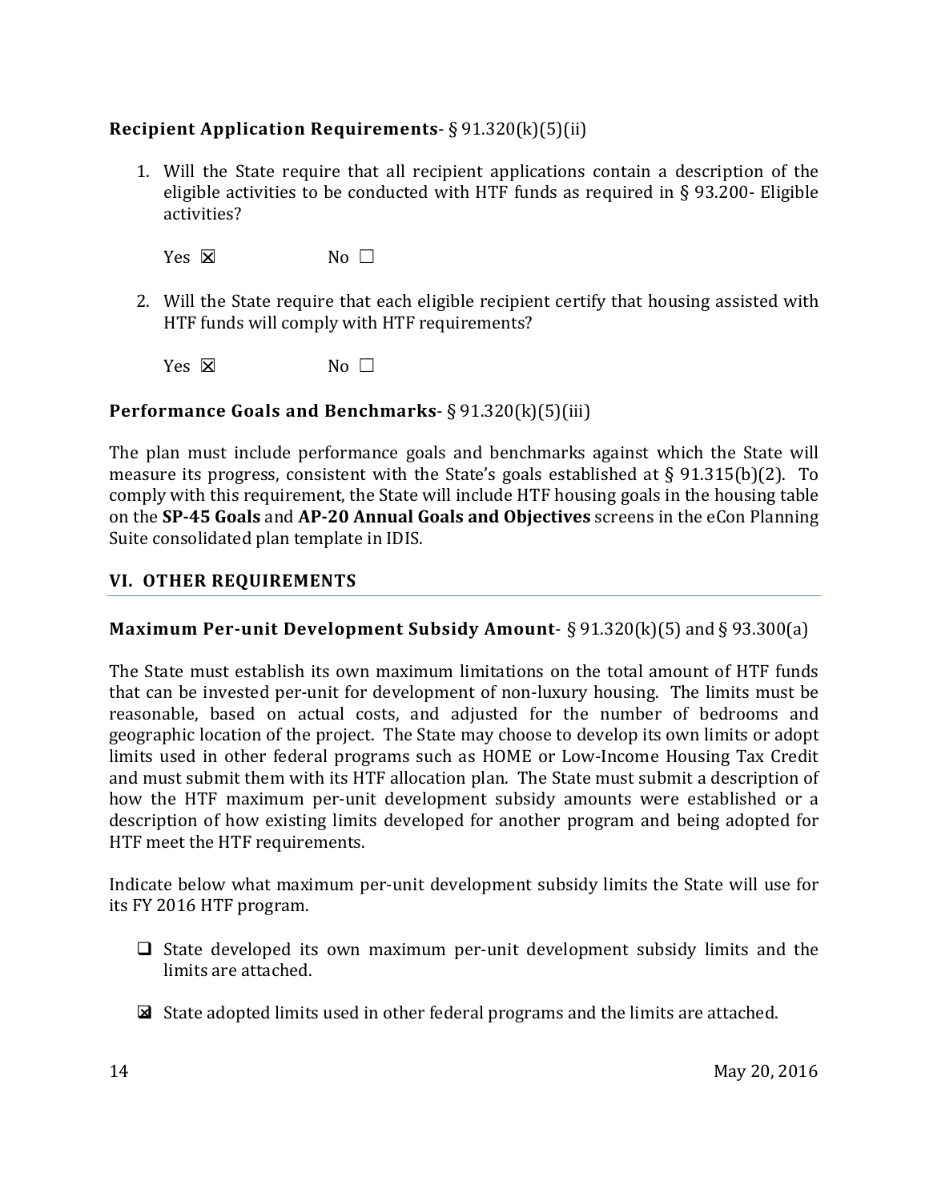**Recipient Application Requirements**- § 91.320(k)(5)(ii)

1. Will the State require that all recipient applications contain a description of the eligible activities to be conducted with HTF funds as required in § 93.200- Eligible activities?

   Yes ☒ No ☐

2. Will the State require that each eligible recipient certify that housing assisted with HTF funds will comply with HTF requirements?

   Yes ☒ No ☐

**Performance Goals and Benchmarks**- § 91.320(k)(5)(iii)

The plan must include performance goals and benchmarks against which the State will measure its progress, consistent with the State's goals established at § 91.315(b)(2). To comply with this requirement, the State will include HTF housing goals in the housing table on the **SP-45 Goals** and **AP-20 Annual Goals and Objectives** screens in the eCon Planning Suite consolidated plan template in IDIS.

## VI. OTHER REQUIREMENTS

**Maximum Per-unit Development Subsidy Amount**- § 91.320(k)(5) and § 93.300(a)

The State must establish its own maximum limitations on the total amount of HTF funds that can be invested per-unit for development of non-luxury housing. The limits must be reasonable, based on actual costs, and adjusted for the number of bedrooms and geographic location of the project. The State may choose to develop its own limits or adopt limits used in other federal programs such as HOME or Low-Income Housing Tax Credit and must submit them with its HTF allocation plan. The State must submit a description of how the HTF maximum per-unit development subsidy amounts were established or a description of how existing limits developed for another program and being adopted for HTF meet the HTF requirements.

Indicate below what maximum per-unit development subsidy limits the State will use for its FY 2016 HTF program.

- ☐ State developed its own maximum per-unit development subsidy limits and the limits are attached.
- ☒ State adopted limits used in other federal programs and the limits are attached.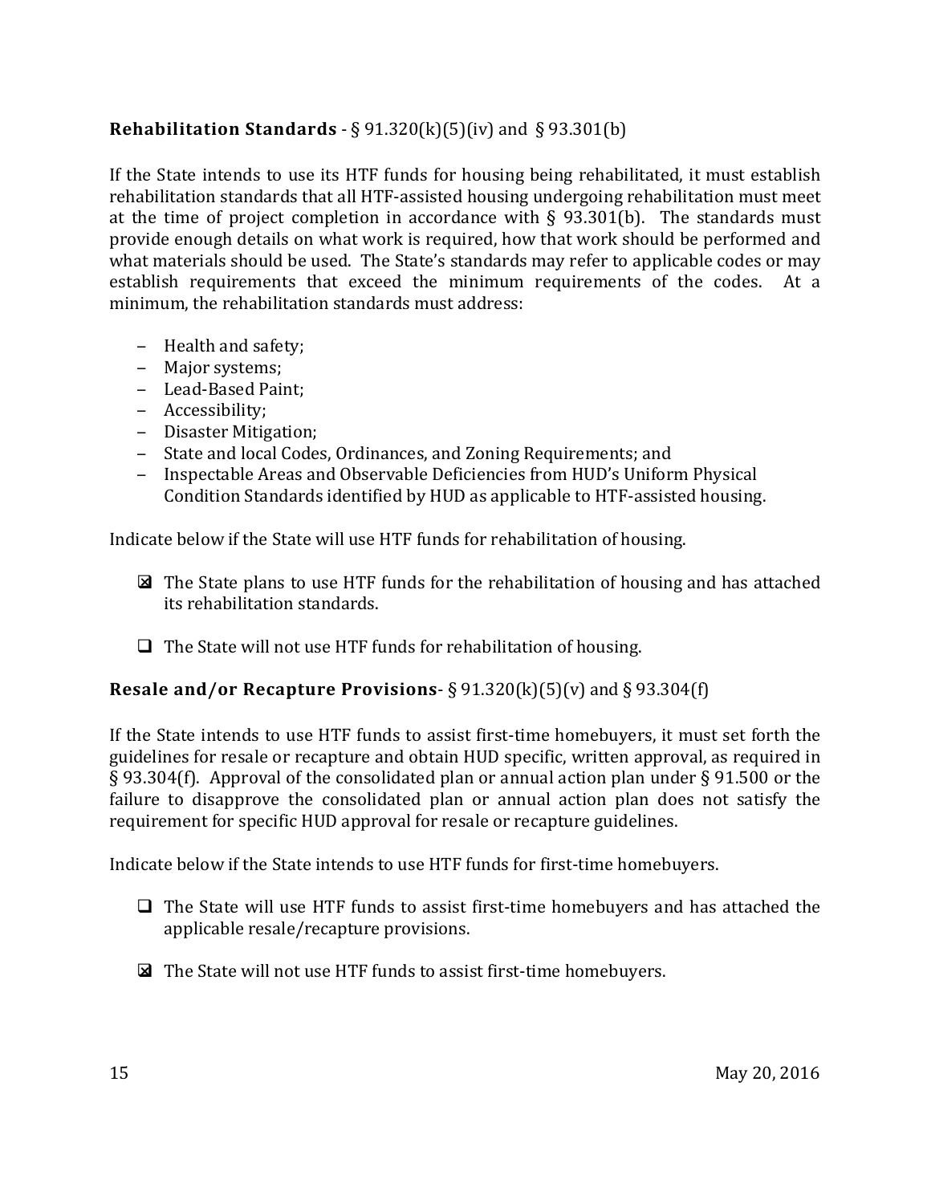**Rehabilitation Standards** - § 91.320(k)(5)(iv) and § 93.301(b)

If the State intends to use its HTF funds for housing being rehabilitated, it must establish rehabilitation standards that all HTF-assisted housing undergoing rehabilitation must meet at the time of project completion in accordance with § 93.301(b). The standards must provide enough details on what work is required, how that work should be performed and what materials should be used. The State's standards may refer to applicable codes or may establish requirements that exceed the minimum requirements of the codes. At a minimum, the rehabilitation standards must address:

- Health and safety;
- Major systems;
- Lead-Based Paint;
- Accessibility;
- Disaster Mitigation;
- State and local Codes, Ordinances, and Zoning Requirements; and
- Inspectable Areas and Observable Deficiencies from HUD's Uniform Physical Condition Standards identified by HUD as applicable to HTF-assisted housing.

Indicate below if the State will use HTF funds for rehabilitation of housing.

☒ The State plans to use HTF funds for the rehabilitation of housing and has attached its rehabilitation standards.

☐ The State will not use HTF funds for rehabilitation of housing.

**Resale and/or Recapture Provisions**- § 91.320(k)(5)(v) and § 93.304(f)

If the State intends to use HTF funds to assist first-time homebuyers, it must set forth the guidelines for resale or recapture and obtain HUD specific, written approval, as required in § 93.304(f). Approval of the consolidated plan or annual action plan under § 91.500 or the failure to disapprove the consolidated plan or annual action plan does not satisfy the requirement for specific HUD approval for resale or recapture guidelines.

Indicate below if the State intends to use HTF funds for first-time homebuyers.

☐ The State will use HTF funds to assist first-time homebuyers and has attached the applicable resale/recapture provisions.

☒ The State will not use HTF funds to assist first-time homebuyers.

May 20, 2016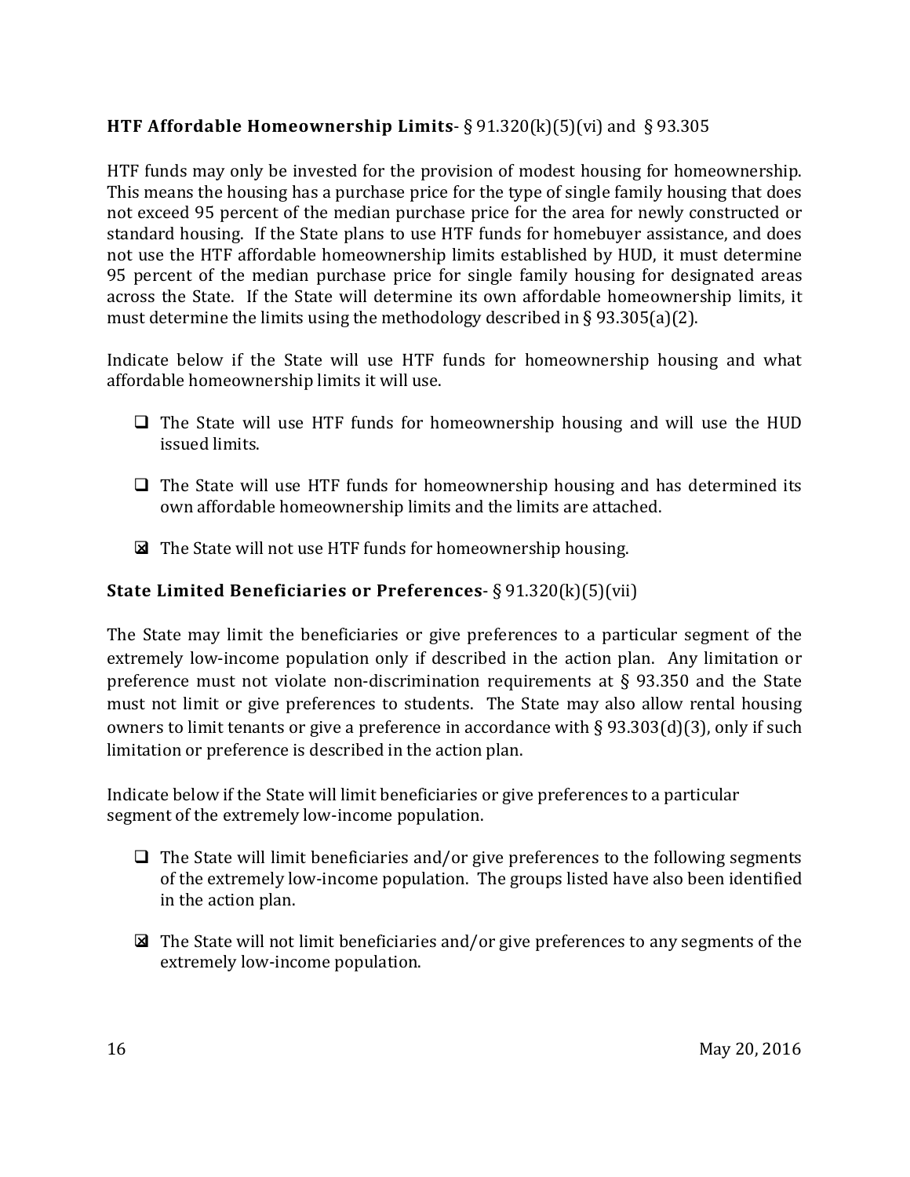**HTF Affordable Homeownership Limits**- § 91.320(k)(5)(vi) and § 93.305

HTF funds may only be invested for the provision of modest housing for homeownership. This means the housing has a purchase price for the type of single family housing that does not exceed 95 percent of the median purchase price for the area for newly constructed or standard housing. If the State plans to use HTF funds for homebuyer assistance, and does not use the HTF affordable homeownership limits established by HUD, it must determine 95 percent of the median purchase price for single family housing for designated areas across the State. If the State will determine its own affordable homeownership limits, it must determine the limits using the methodology described in § 93.305(a)(2).

Indicate below if the State will use HTF funds for homeownership housing and what affordable homeownership limits it will use.

- ☐ The State will use HTF funds for homeownership housing and will use the HUD issued limits.
- ☐ The State will use HTF funds for homeownership housing and has determined its own affordable homeownership limits and the limits are attached.
- ☒ The State will not use HTF funds for homeownership housing.

**State Limited Beneficiaries or Preferences**- § 91.320(k)(5)(vii)

The State may limit the beneficiaries or give preferences to a particular segment of the extremely low-income population only if described in the action plan. Any limitation or preference must not violate non-discrimination requirements at § 93.350 and the State must not limit or give preferences to students. The State may also allow rental housing owners to limit tenants or give a preference in accordance with § 93.303(d)(3), only if such limitation or preference is described in the action plan.

Indicate below if the State will limit beneficiaries or give preferences to a particular segment of the extremely low-income population.

- ☐ The State will limit beneficiaries and/or give preferences to the following segments of the extremely low-income population. The groups listed have also been identified in the action plan.
- ☒ The State will not limit beneficiaries and/or give preferences to any segments of the extremely low-income population.

May 20, 2016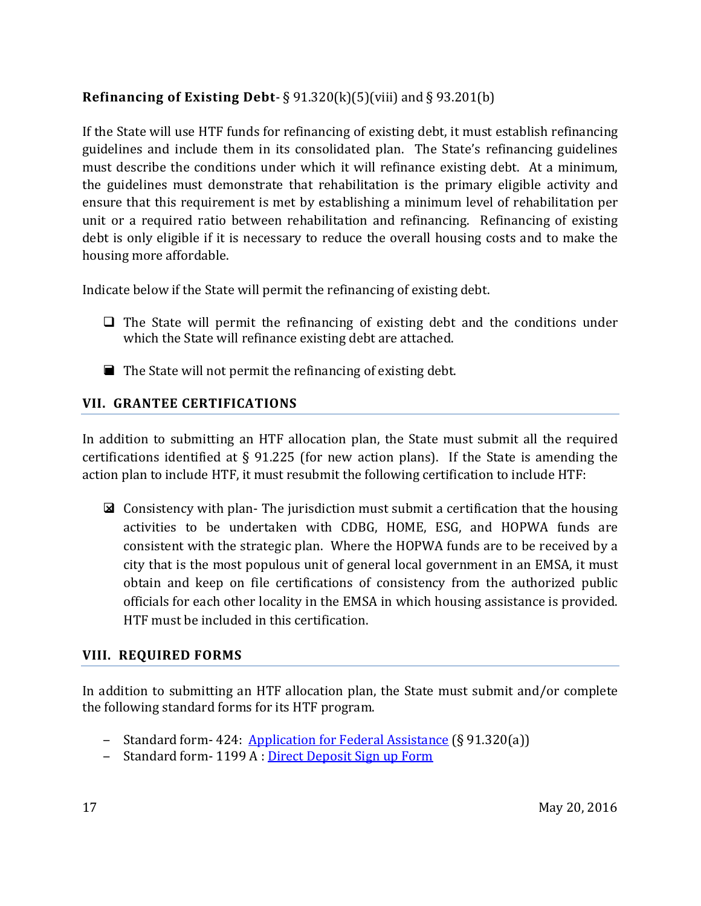**Refinancing of Existing Debt**- § 91.320(k)(5)(viii) and § 93.201(b)

If the State will use HTF funds for refinancing of existing debt, it must establish refinancing guidelines and include them in its consolidated plan. The State's refinancing guidelines must describe the conditions under which it will refinance existing debt. At a minimum, the guidelines must demonstrate that rehabilitation is the primary eligible activity and ensure that this requirement is met by establishing a minimum level of rehabilitation per unit or a required ratio between rehabilitation and refinancing. Refinancing of existing debt is only eligible if it is necessary to reduce the overall housing costs and to make the housing more affordable.

Indicate below if the State will permit the refinancing of existing debt.

- ☐ The State will permit the refinancing of existing debt and the conditions under which the State will refinance existing debt are attached.
- ■ The State will not permit the refinancing of existing debt.

## VII. GRANTEE CERTIFICATIONS

In addition to submitting an HTF allocation plan, the State must submit all the required certifications identified at § 91.225 (for new action plans). If the State is amending the action plan to include HTF, it must resubmit the following certification to include HTF:

- ☒ Consistency with plan- The jurisdiction must submit a certification that the housing activities to be undertaken with CDBG, HOME, ESG, and HOPWA funds are consistent with the strategic plan. Where the HOPWA funds are to be received by a city that is the most populous unit of general local government in an EMSA, it must obtain and keep on file certifications of consistency from the authorized public officials for each other locality in the EMSA in which housing assistance is provided. HTF must be included in this certification.

## VIII. REQUIRED FORMS

In addition to submitting an HTF allocation plan, the State must submit and/or complete the following standard forms for its HTF program.

- Standard form- 424: Application for Federal Assistance (§ 91.320(a))
- Standard form- 1199 A : Direct Deposit Sign up Form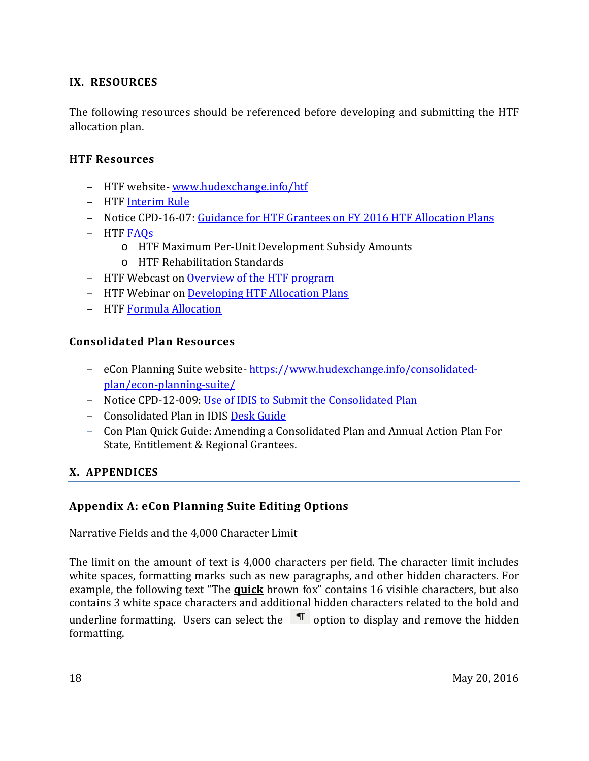## IX. RESOURCES

The following resources should be referenced before developing and submitting the HTF allocation plan.

### HTF Resources

- HTF website- www.hudexchange.info/htf
- HTF Interim Rule
- Notice CPD-16-07: Guidance for HTF Grantees on FY 2016 HTF Allocation Plans
- HTF FAQs
  - HTF Maximum Per-Unit Development Subsidy Amounts
  - HTF Rehabilitation Standards
- HTF Webcast on Overview of the HTF program
- HTF Webinar on Developing HTF Allocation Plans
- HTF Formula Allocation

### Consolidated Plan Resources

- eCon Planning Suite website- https://www.hudexchange.info/consolidated-plan/econ-planning-suite/
- Notice CPD-12-009: Use of IDIS to Submit the Consolidated Plan
- Consolidated Plan in IDIS Desk Guide
- Con Plan Quick Guide: Amending a Consolidated Plan and Annual Action Plan For State, Entitlement & Regional Grantees.

## X. APPENDICES

### Appendix A: eCon Planning Suite Editing Options

Narrative Fields and the 4,000 Character Limit

The limit on the amount of text is 4,000 characters per field. The character limit includes white spaces, formatting marks such as new paragraphs, and other hidden characters. For example, the following text "The **<u>quick</u>** brown fox" contains 16 visible characters, but also contains 3 white space characters and additional hidden characters related to the bold and underline formatting. Users can select the ¶ option to display and remove the hidden formatting.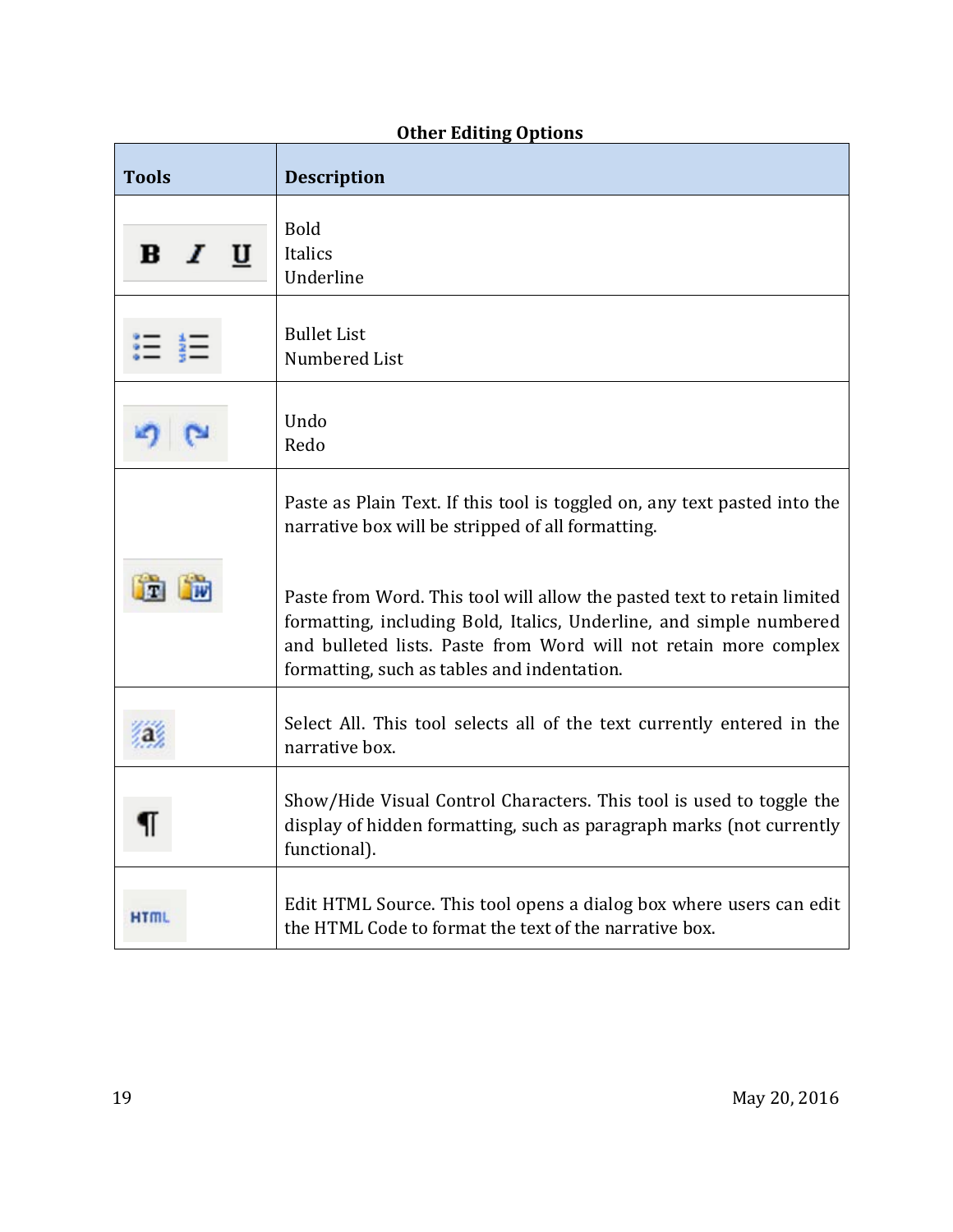**Other Editing Options**

| Tools | Description |
|---|---|
| B I U | Bold<br>Italics<br>Underline |
| | Bullet List<br>Numbered List |
| | Undo<br>Redo |
| | Paste as Plain Text. If this tool is toggled on, any text pasted into the narrative box will be stripped of all formatting.<br><br>Paste from Word. This tool will allow the pasted text to retain limited formatting, including Bold, Italics, Underline, and simple numbered and bulleted lists. Paste from Word will not retain more complex formatting, such as tables and indentation. |
| | Select All. This tool selects all of the text currently entered in the narrative box. |
| ¶ | Show/Hide Visual Control Characters. This tool is used to toggle the display of hidden formatting, such as paragraph marks (not currently functional). |
| HTML | Edit HTML Source. This tool opens a dialog box where users can edit the HTML Code to format the text of the narrative box. |

May 20, 2016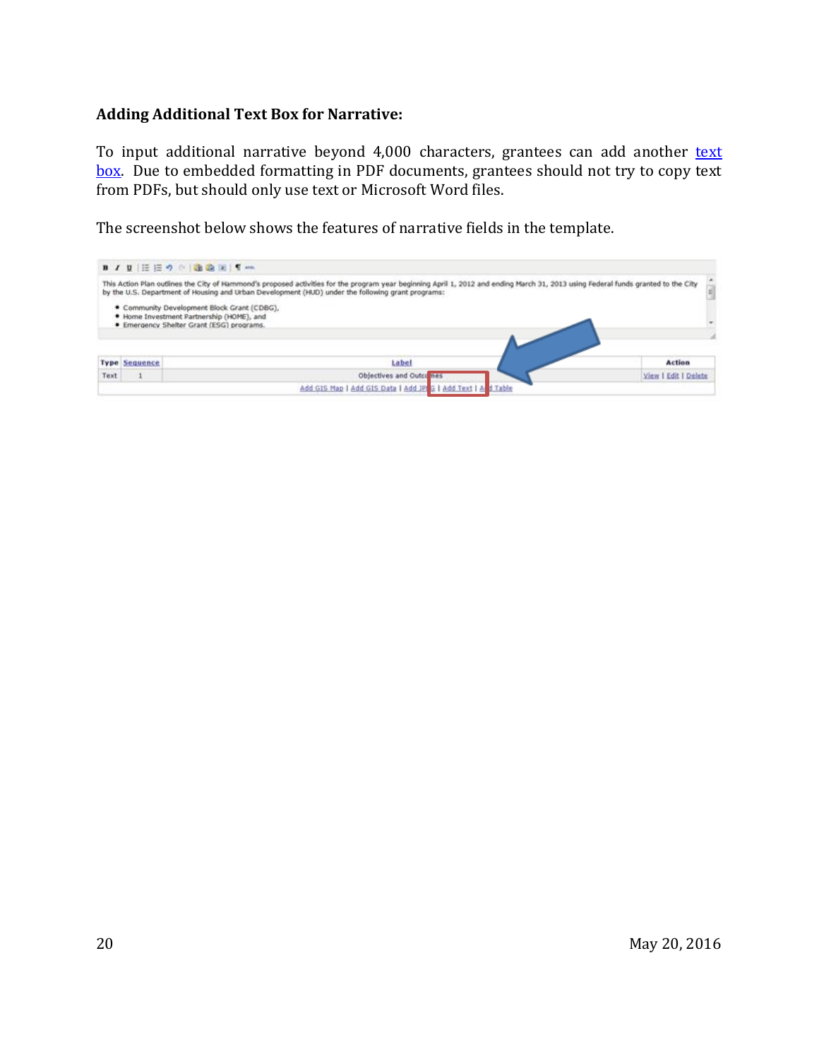**Adding Additional Text Box for Narrative:**

To input additional narrative beyond 4,000 characters, grantees can add another text box. Due to embedded formatting in PDF documents, grantees should not try to copy text from PDFs, but should only use text or Microsoft Word files.

The screenshot below shows the features of narrative fields in the template.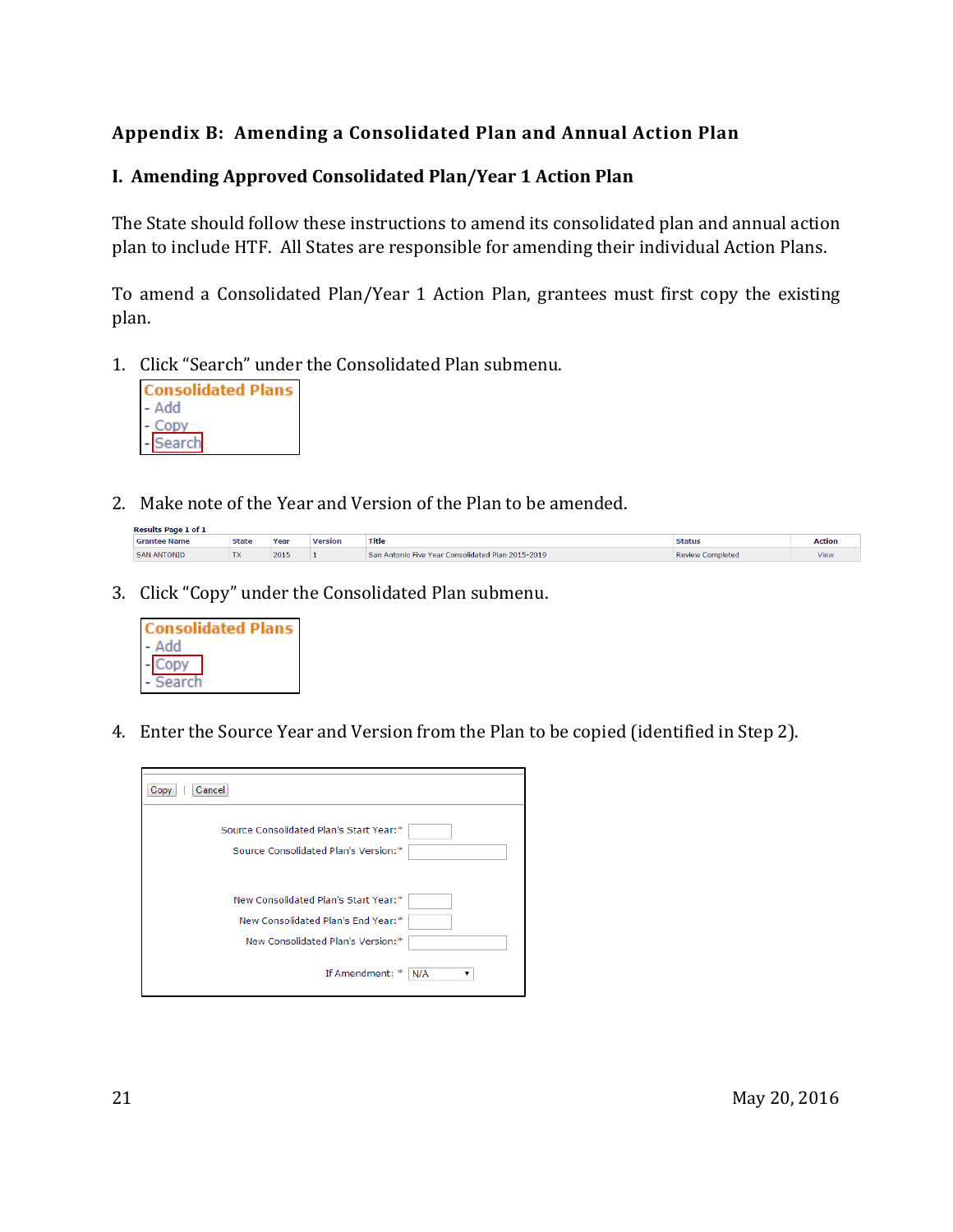## Appendix B: Amending a Consolidated Plan and Annual Action Plan

### I. Amending Approved Consolidated Plan/Year 1 Action Plan

The State should follow these instructions to amend its consolidated plan and annual action plan to include HTF. All States are responsible for amending their individual Action Plans.

To amend a Consolidated Plan/Year 1 Action Plan, grantees must first copy the existing plan.

1. Click "Search" under the Consolidated Plan submenu.

   **Consolidated Plans**
   - Add
   - Copy
   - Search

2. Make note of the Year and Version of the Plan to be amended.

   Results Page 1 of 1

   | Grantee Name | State | Year | Version | Title | Status | Action |
   |---|---|---|---|---|---|---|
   | SAN ANTONIO | TX | 2015 | 1 | San Antonio Five Year Consolidated Plan 2015-2019 | Review Completed | View |

3. Click "Copy" under the Consolidated Plan submenu.

   **Consolidated Plans**
   - Add
   - Copy
   - Search

4. Enter the Source Year and Version from the Plan to be copied (identified in Step 2).

   Copy | Cancel

   Source Consolidated Plan's Start Year:*
   Source Consolidated Plan's Version:*

   New Consolidated Plan's Start Year:*
   New Consolidated Plan's End Year:*
   New Consolidated Plan's Version:*

   If Amendment: * N/A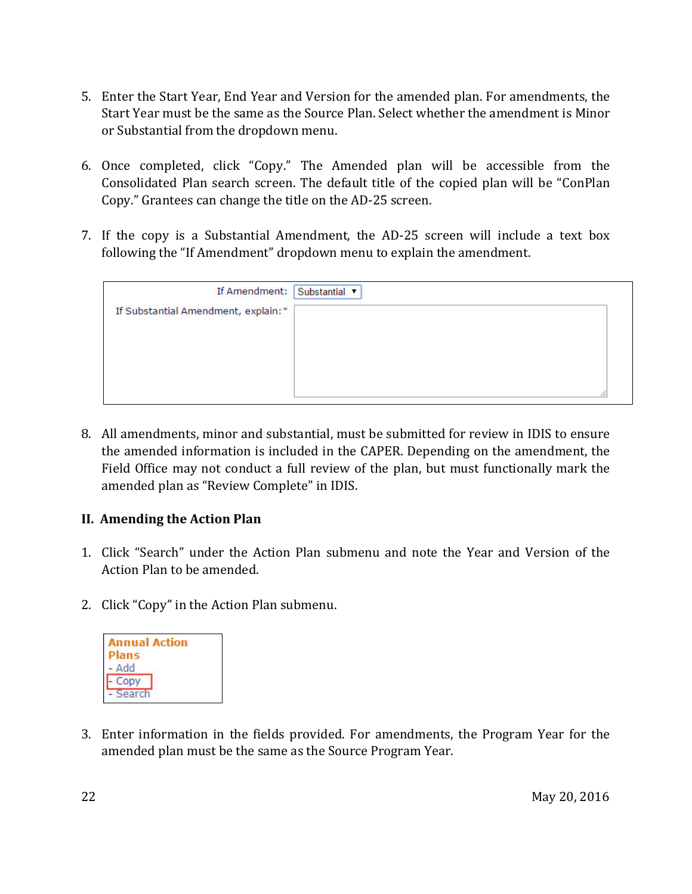5. Enter the Start Year, End Year and Version for the amended plan. For amendments, the Start Year must be the same as the Source Plan. Select whether the amendment is Minor or Substantial from the dropdown menu.

6. Once completed, click "Copy." The Amended plan will be accessible from the Consolidated Plan search screen. The default title of the copied plan will be "ConPlan Copy." Grantees can change the title on the AD-25 screen.

7. If the copy is a Substantial Amendment, the AD-25 screen will include a text box following the "If Amendment" dropdown menu to explain the amendment.

8. All amendments, minor and substantial, must be submitted for review in IDIS to ensure the amended information is included in the CAPER. Depending on the amendment, the Field Office may not conduct a full review of the plan, but must functionally mark the amended plan as "Review Complete" in IDIS.

## II. Amending the Action Plan

1. Click "Search" under the Action Plan submenu and note the Year and Version of the Action Plan to be amended.

2. Click "Copy" in the Action Plan submenu.

3. Enter information in the fields provided. For amendments, the Program Year for the amended plan must be the same as the Source Program Year.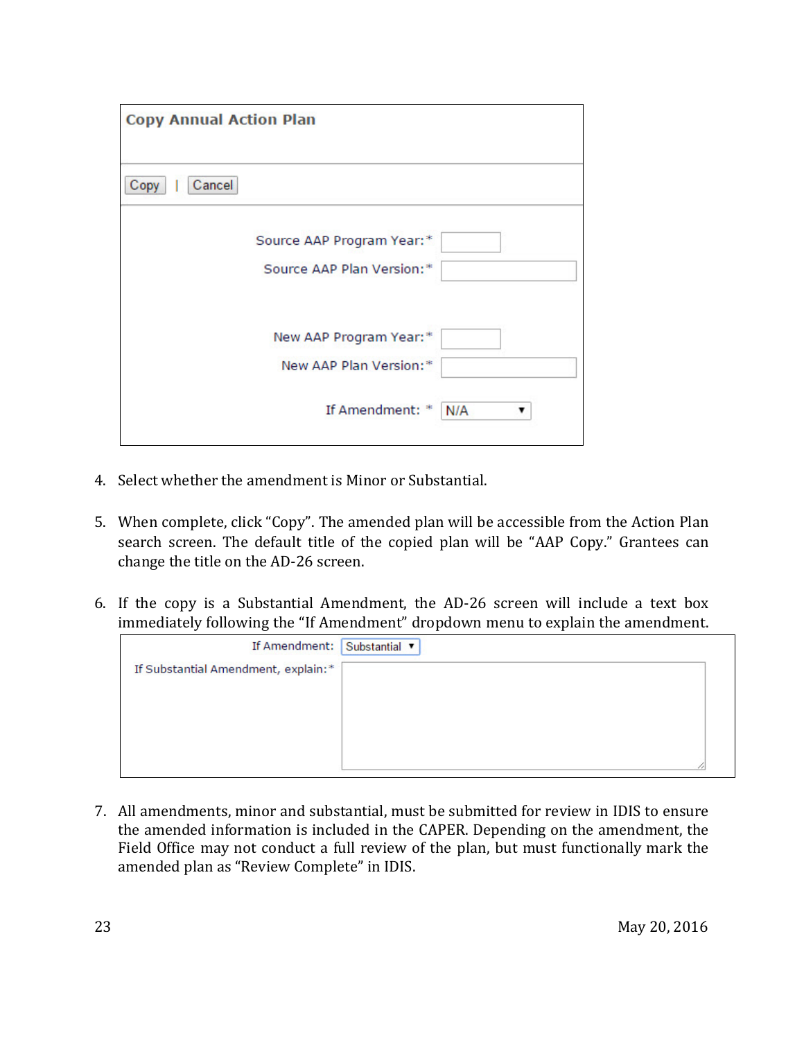Copy Annual Action Plan

Copy | Cancel

Source AAP Program Year:*

Source AAP Plan Version:*

New AAP Program Year:*

New AAP Plan Version:*

If Amendment: * N/A

4. Select whether the amendment is Minor or Substantial.

5. When complete, click "Copy". The amended plan will be accessible from the Action Plan search screen. The default title of the copied plan will be "AAP Copy." Grantees can change the title on the AD-26 screen.

6. If the copy is a Substantial Amendment, the AD-26 screen will include a text box immediately following the "If Amendment" dropdown menu to explain the amendment.

If Amendment: Substantial

If Substantial Amendment, explain:*

7. All amendments, minor and substantial, must be submitted for review in IDIS to ensure the amended information is included in the CAPER. Depending on the amendment, the Field Office may not conduct a full review of the plan, but must functionally mark the amended plan as "Review Complete" in IDIS.

May 20, 2016